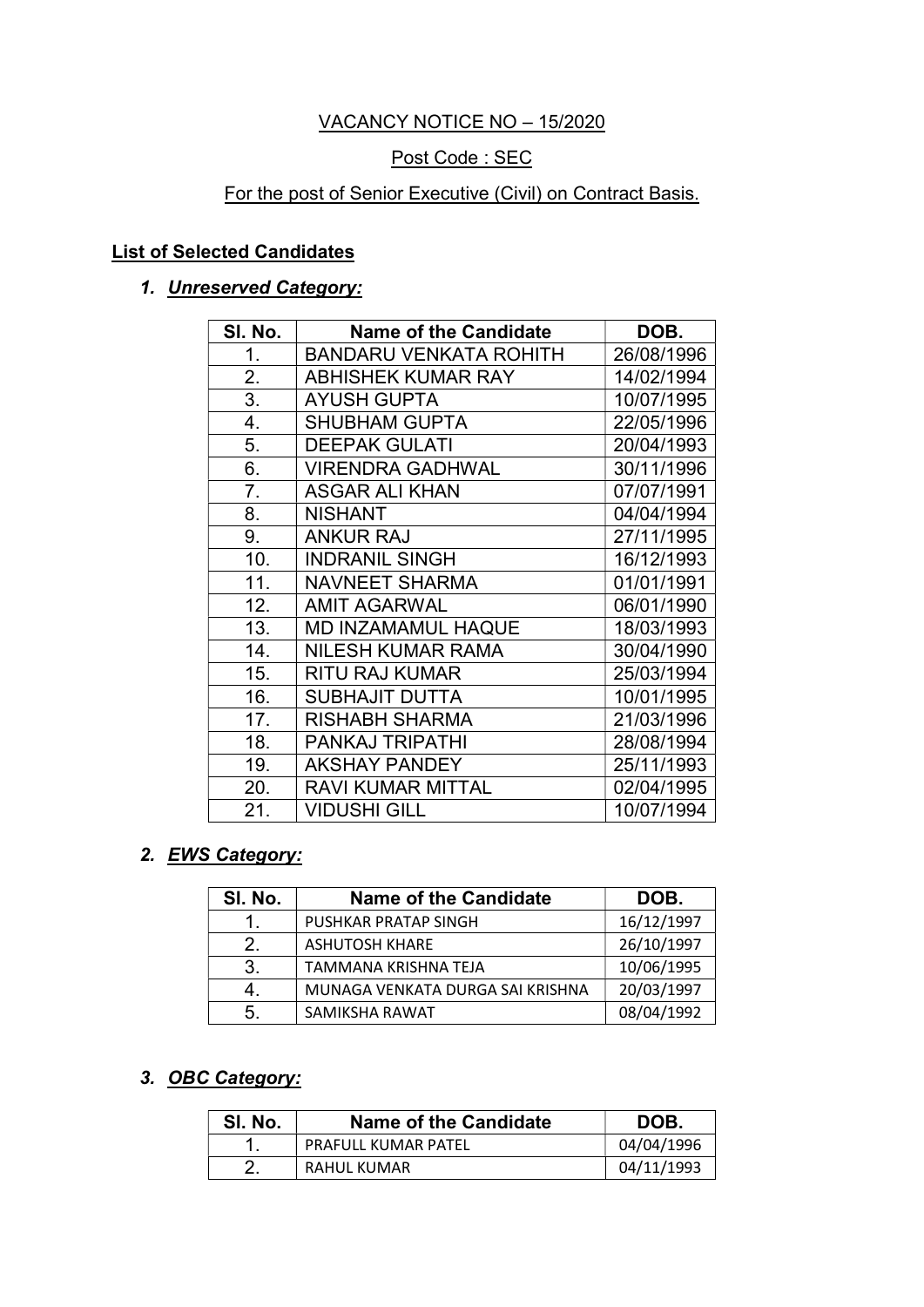VACANCY NOTICE NO – 15/2020

Post Code : SEC

For the post of Senior Executive (Civil) on Contract Basis.

**List of Selected Candidates**

1. ***Unreserved Category:***

| Sl. No. | Name of the Candidate | DOB. |
|---|---|---|
| 1. | BANDARU VENKATA ROHITH | 26/08/1996 |
| 2. | ABHISHEK KUMAR RAY | 14/02/1994 |
| 3. | AYUSH GUPTA | 10/07/1995 |
| 4. | SHUBHAM GUPTA | 22/05/1996 |
| 5. | DEEPAK GULATI | 20/04/1993 |
| 6. | VIRENDRA GADHWAL | 30/11/1996 |
| 7. | ASGAR ALI KHAN | 07/07/1991 |
| 8. | NISHANT | 04/04/1994 |
| 9. | ANKUR RAJ | 27/11/1995 |
| 10. | INDRANIL SINGH | 16/12/1993 |
| 11. | NAVNEET SHARMA | 01/01/1991 |
| 12. | AMIT AGARWAL | 06/01/1990 |
| 13. | MD INZAMAMUL HAQUE | 18/03/1993 |
| 14. | NILESH KUMAR RAMA | 30/04/1990 |
| 15. | RITU RAJ KUMAR | 25/03/1994 |
| 16. | SUBHAJIT DUTTA | 10/01/1995 |
| 17. | RISHABH SHARMA | 21/03/1996 |
| 18. | PANKAJ TRIPATHI | 28/08/1994 |
| 19. | AKSHAY PANDEY | 25/11/1993 |
| 20. | RAVI KUMAR MITTAL | 02/04/1995 |
| 21. | VIDUSHI GILL | 10/07/1994 |

2. ***EWS Category:***

| Sl. No. | Name of the Candidate | DOB. |
|---|---|---|
| 1. | PUSHKAR PRATAP SINGH | 16/12/1997 |
| 2. | ASHUTOSH KHARE | 26/10/1997 |
| 3. | TAMMANA KRISHNA TEJA | 10/06/1995 |
| 4. | MUNAGA VENKATA DURGA SAI KRISHNA | 20/03/1997 |
| 5. | SAMIKSHA RAWAT | 08/04/1992 |

3. ***OBC Category:***

| Sl. No. | Name of the Candidate | DOB. |
|---|---|---|
| 1. | PRAFULL KUMAR PATEL | 04/04/1996 |
| 2. | RAHUL KUMAR | 04/11/1993 |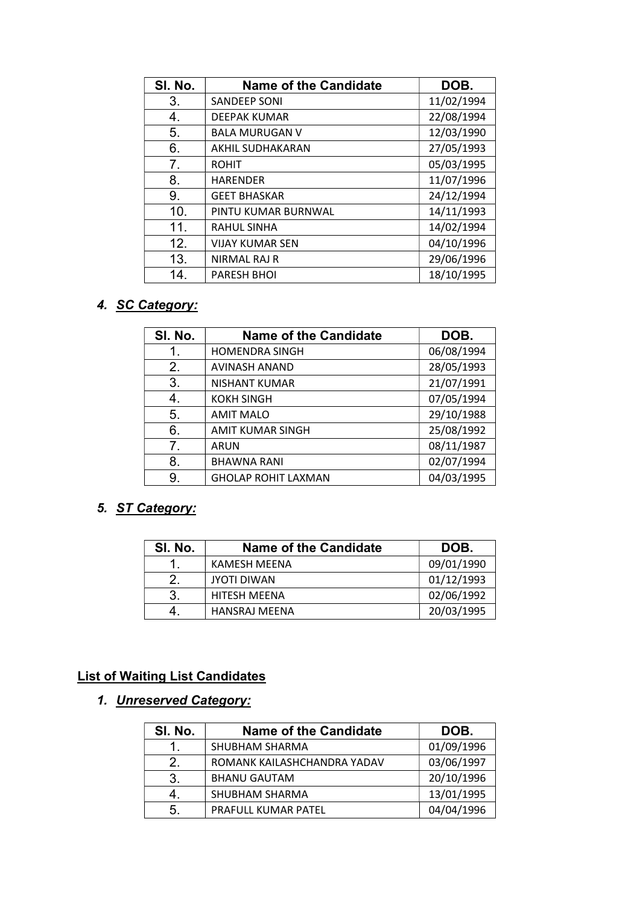| Sl. No. | Name of the Candidate | DOB. |
|---|---|---|
| 3. | SANDEEP SONI | 11/02/1994 |
| 4. | DEEPAK KUMAR | 22/08/1994 |
| 5. | BALA MURUGAN V | 12/03/1990 |
| 6. | AKHIL SUDHAKARAN | 27/05/1993 |
| 7. | ROHIT | 05/03/1995 |
| 8. | HARENDER | 11/07/1996 |
| 9. | GEET BHASKAR | 24/12/1994 |
| 10. | PINTU KUMAR BURNWAL | 14/11/1993 |
| 11. | RAHUL SINHA | 14/02/1994 |
| 12. | VIJAY KUMAR SEN | 04/10/1996 |
| 13. | NIRMAL RAJ R | 29/06/1996 |
| 14. | PARESH BHOI | 18/10/1995 |

### 4. ***SC Category:***

| Sl. No. | Name of the Candidate | DOB. |
|---|---|---|
| 1. | HOMENDRA SINGH | 06/08/1994 |
| 2. | AVINASH ANAND | 28/05/1993 |
| 3. | NISHANT KUMAR | 21/07/1991 |
| 4. | KOKH SINGH | 07/05/1994 |
| 5. | AMIT MALO | 29/10/1988 |
| 6. | AMIT KUMAR SINGH | 25/08/1992 |
| 7. | ARUN | 08/11/1987 |
| 8. | BHAWNA RANI | 02/07/1994 |
| 9. | GHOLAP ROHIT LAXMAN | 04/03/1995 |

### 5. ***ST Category:***

| Sl. No. | Name of the Candidate | DOB. |
|---|---|---|
| 1. | KAMESH MEENA | 09/01/1990 |
| 2. | JYOTI DIWAN | 01/12/1993 |
| 3. | HITESH MEENA | 02/06/1992 |
| 4. | HANSRAJ MEENA | 20/03/1995 |

## List of Waiting List Candidates

### 1. ***Unreserved Category:***

| Sl. No. | Name of the Candidate | DOB. |
|---|---|---|
| 1. | SHUBHAM SHARMA | 01/09/1996 |
| 2. | ROMANK KAILASHCHANDRA YADAV | 03/06/1997 |
| 3. | BHANU GAUTAM | 20/10/1996 |
| 4. | SHUBHAM SHARMA | 13/01/1995 |
| 5. | PRAFULL KUMAR PATEL | 04/04/1996 |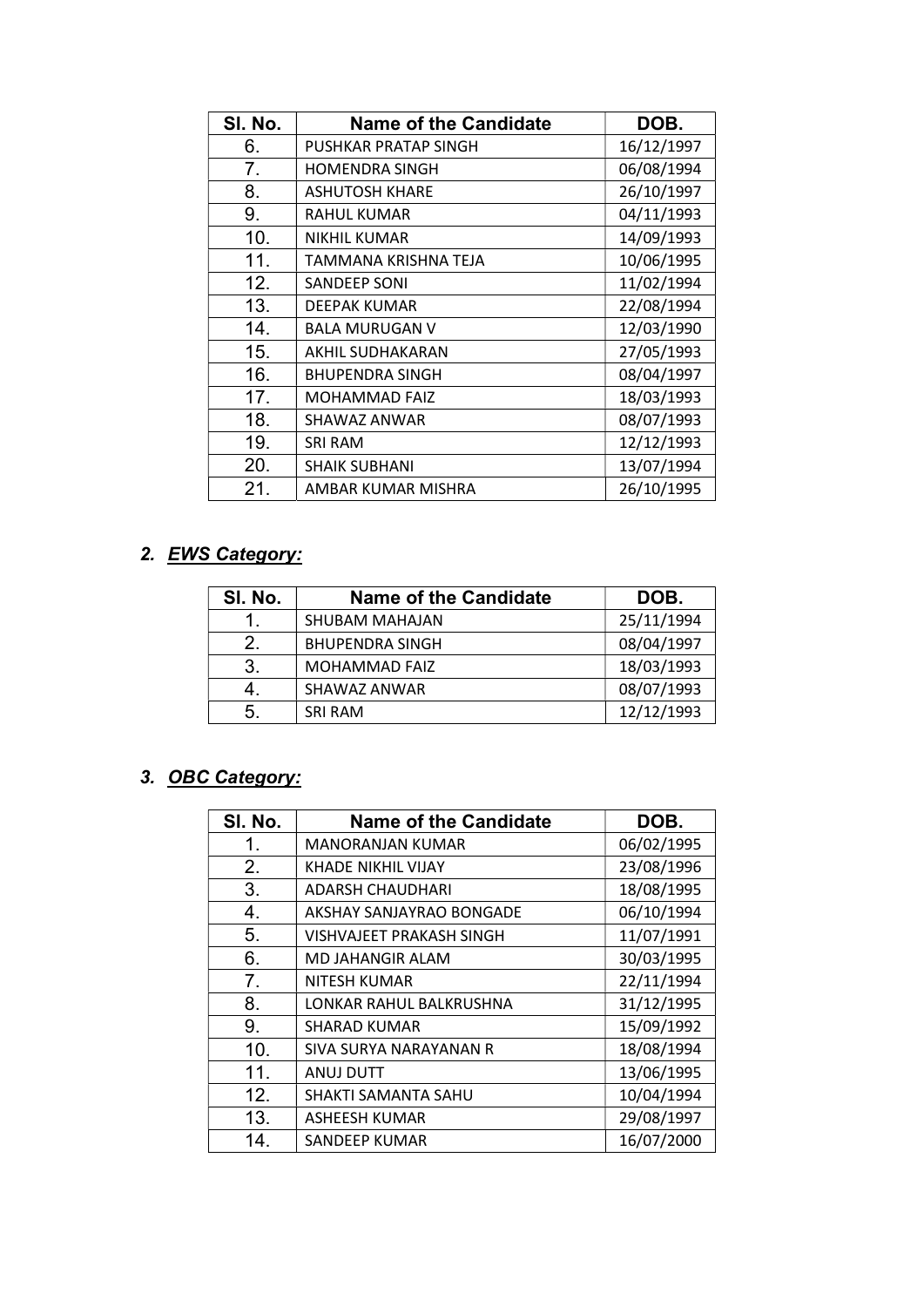| Sl. No. | Name of the Candidate | DOB. |
|---|---|---|
| 6. | PUSHKAR PRATAP SINGH | 16/12/1997 |
| 7. | HOMENDRA SINGH | 06/08/1994 |
| 8. | ASHUTOSH KHARE | 26/10/1997 |
| 9. | RAHUL KUMAR | 04/11/1993 |
| 10. | NIKHIL KUMAR | 14/09/1993 |
| 11. | TAMMANA KRISHNA TEJA | 10/06/1995 |
| 12. | SANDEEP SONI | 11/02/1994 |
| 13. | DEEPAK KUMAR | 22/08/1994 |
| 14. | BALA MURUGAN V | 12/03/1990 |
| 15. | AKHIL SUDHAKARAN | 27/05/1993 |
| 16. | BHUPENDRA SINGH | 08/04/1997 |
| 17. | MOHAMMAD FAIZ | 18/03/1993 |
| 18. | SHAWAZ ANWAR | 08/07/1993 |
| 19. | SRI RAM | 12/12/1993 |
| 20. | SHAIK SUBHANI | 13/07/1994 |
| 21. | AMBAR KUMAR MISHRA | 26/10/1995 |

## 2. ***EWS Category:***

| Sl. No. | Name of the Candidate | DOB. |
|---|---|---|
| 1. | SHUBAM MAHAJAN | 25/11/1994 |
| 2. | BHUPENDRA SINGH | 08/04/1997 |
| 3. | MOHAMMAD FAIZ | 18/03/1993 |
| 4. | SHAWAZ ANWAR | 08/07/1993 |
| 5. | SRI RAM | 12/12/1993 |

## 3. ***OBC Category:***

| Sl. No. | Name of the Candidate | DOB. |
|---|---|---|
| 1. | MANORANJAN KUMAR | 06/02/1995 |
| 2. | KHADE NIKHIL VIJAY | 23/08/1996 |
| 3. | ADARSH CHAUDHARI | 18/08/1995 |
| 4. | AKSHAY SANJAYRAO BONGADE | 06/10/1994 |
| 5. | VISHVAJEET PRAKASH SINGH | 11/07/1991 |
| 6. | MD JAHANGIR ALAM | 30/03/1995 |
| 7. | NITESH KUMAR | 22/11/1994 |
| 8. | LONKAR RAHUL BALKRUSHNA | 31/12/1995 |
| 9. | SHARAD KUMAR | 15/09/1992 |
| 10. | SIVA SURYA NARAYANAN R | 18/08/1994 |
| 11. | ANUJ DUTT | 13/06/1995 |
| 12. | SHAKTI SAMANTA SAHU | 10/04/1994 |
| 13. | ASHEESH KUMAR | 29/08/1997 |
| 14. | SANDEEP KUMAR | 16/07/2000 |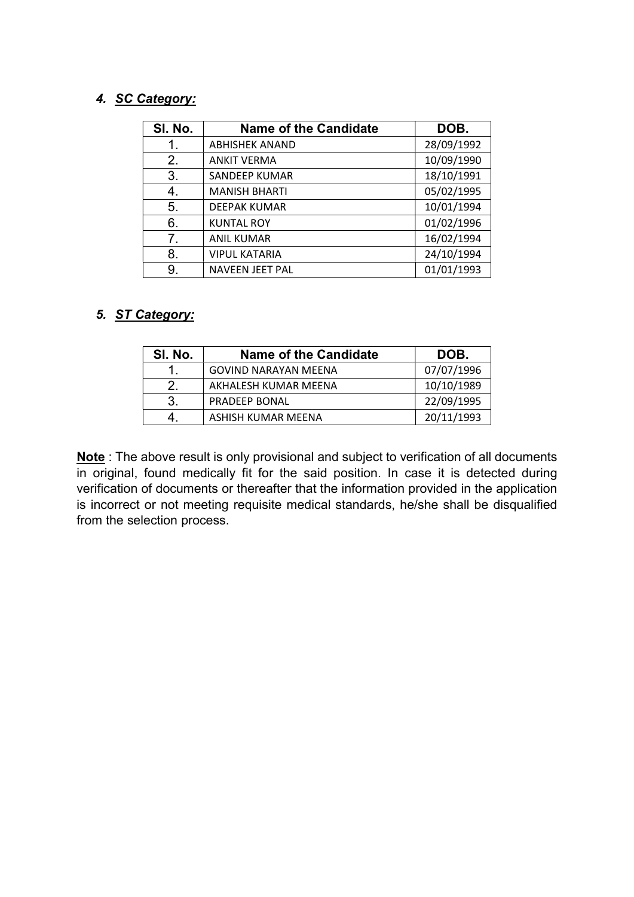### *4. SC Category:*

| Sl. No. | Name of the Candidate | DOB. |
|---|---|---|
| 1. | ABHISHEK ANAND | 28/09/1992 |
| 2. | ANKIT VERMA | 10/09/1990 |
| 3. | SANDEEP KUMAR | 18/10/1991 |
| 4. | MANISH BHARTI | 05/02/1995 |
| 5. | DEEPAK KUMAR | 10/01/1994 |
| 6. | KUNTAL ROY | 01/02/1996 |
| 7. | ANIL KUMAR | 16/02/1994 |
| 8. | VIPUL KATARIA | 24/10/1994 |
| 9. | NAVEEN JEET PAL | 01/01/1993 |

### *5. ST Category:*

| Sl. No. | Name of the Candidate | DOB. |
|---|---|---|
| 1. | GOVIND NARAYAN MEENA | 07/07/1996 |
| 2. | AKHALESH KUMAR MEENA | 10/10/1989 |
| 3. | PRADEEP BONAL | 22/09/1995 |
| 4. | ASHISH KUMAR MEENA | 20/11/1993 |

**Note** : The above result is only provisional and subject to verification of all documents in original, found medically fit for the said position. In case it is detected during verification of documents or thereafter that the information provided in the application is incorrect or not meeting requisite medical standards, he/she shall be disqualified from the selection process.